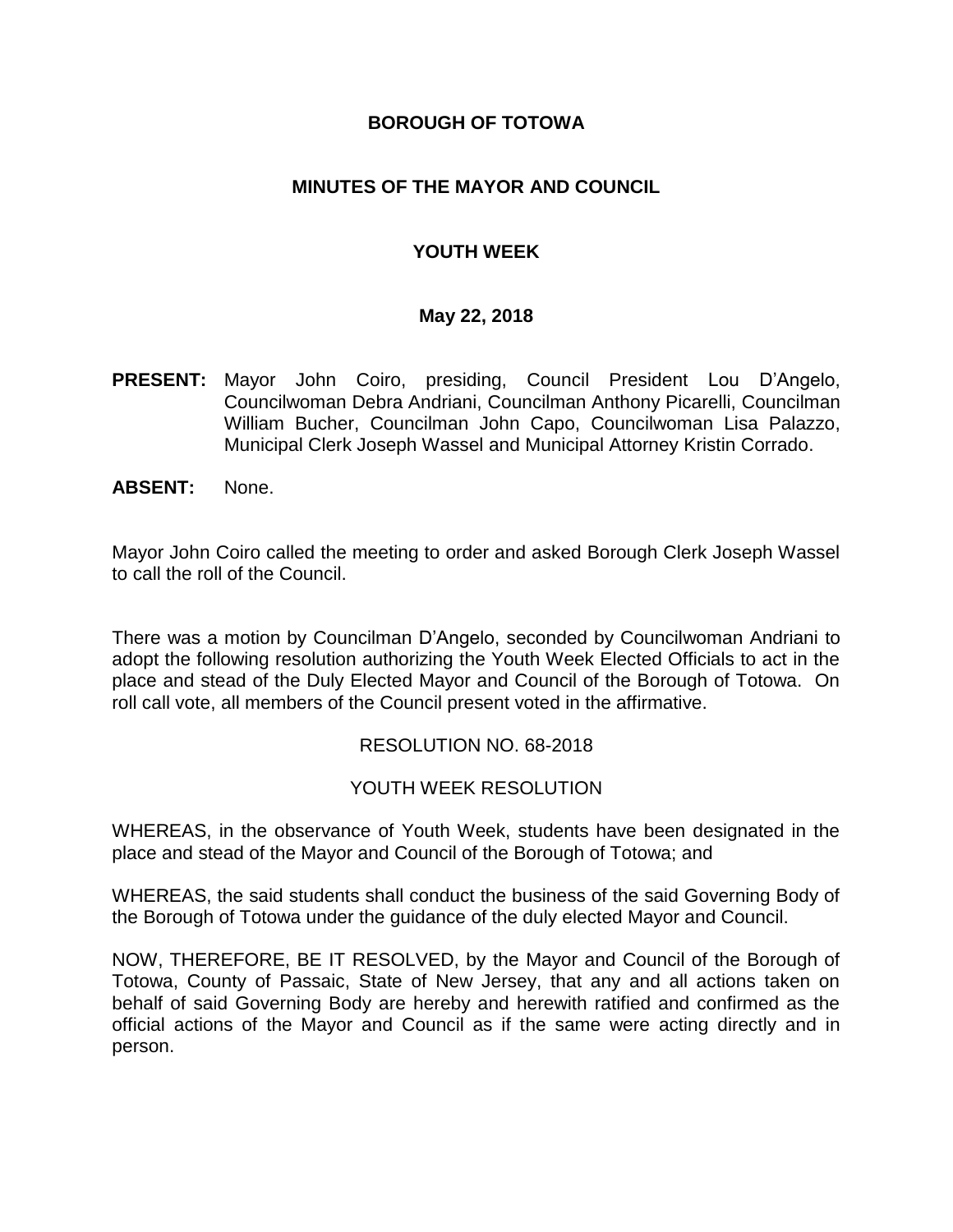# BOROUGH OF TOTOWA

## MINUTES OF THE MAYOR AND COUNCIL

## YOUTH WEEK

### May 22, 2018

**PRESENT:** Mayor John Coiro, presiding, Council President Lou D'Angelo, Councilwoman Debra Andriani, Councilman Anthony Picarelli, Councilman William Bucher, Councilman John Capo, Councilwoman Lisa Palazzo, Municipal Clerk Joseph Wassel and Municipal Attorney Kristin Corrado.

**ABSENT:** None.

Mayor John Coiro called the meeting to order and asked Borough Clerk Joseph Wassel to call the roll of the Council.

There was a motion by Councilman D'Angelo, seconded by Councilwoman Andriani to adopt the following resolution authorizing the Youth Week Elected Officials to act in the place and stead of the Duly Elected Mayor and Council of the Borough of Totowa. On roll call vote, all members of the Council present voted in the affirmative.

RESOLUTION NO. 68-2018

YOUTH WEEK RESOLUTION

WHEREAS, in the observance of Youth Week, students have been designated in the place and stead of the Mayor and Council of the Borough of Totowa; and

WHEREAS, the said students shall conduct the business of the said Governing Body of the Borough of Totowa under the guidance of the duly elected Mayor and Council.

NOW, THEREFORE, BE IT RESOLVED, by the Mayor and Council of the Borough of Totowa, County of Passaic, State of New Jersey, that any and all actions taken on behalf of said Governing Body are hereby and herewith ratified and confirmed as the official actions of the Mayor and Council as if the same were acting directly and in person.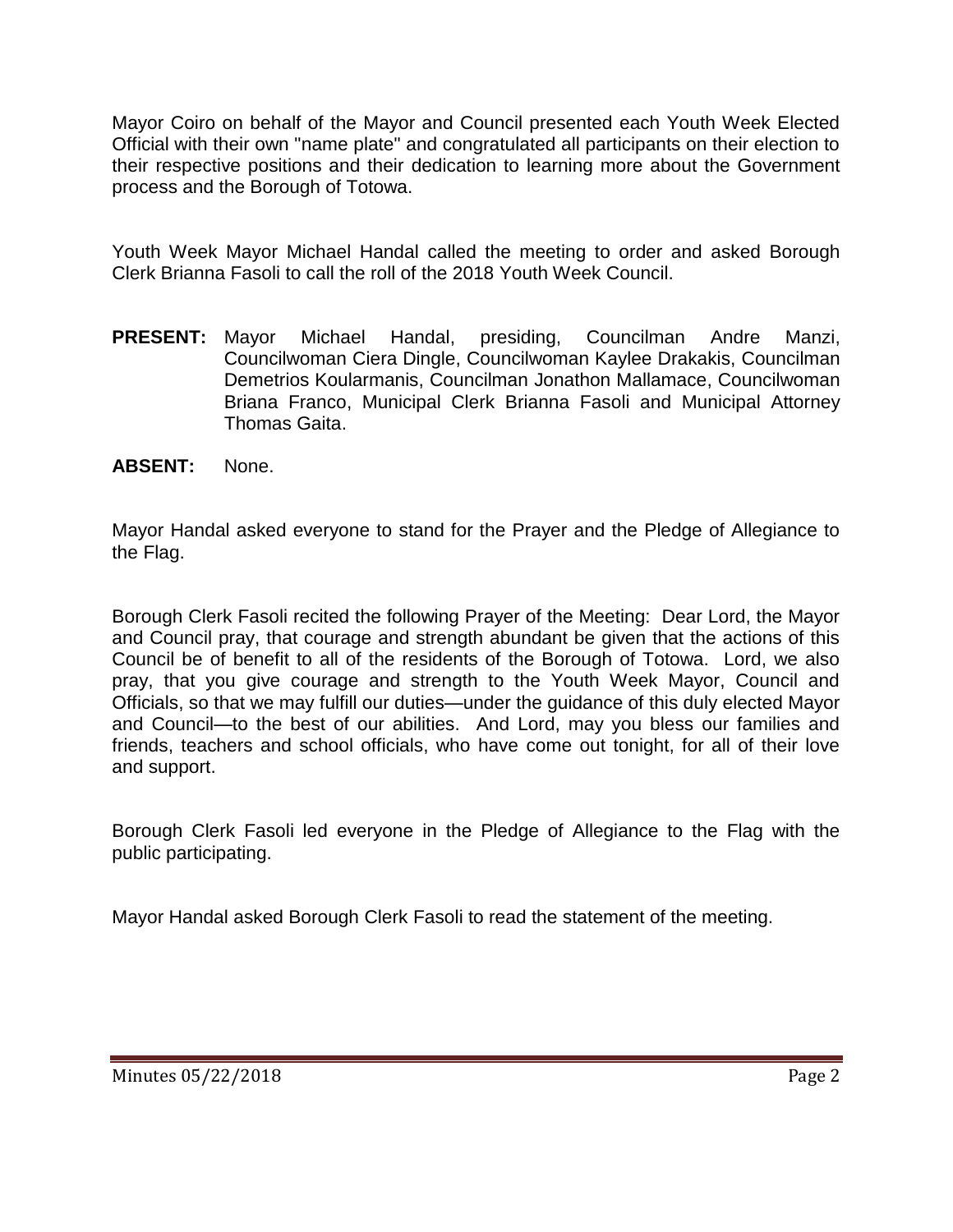Mayor Coiro on behalf of the Mayor and Council presented each Youth Week Elected Official with their own "name plate" and congratulated all participants on their election to their respective positions and their dedication to learning more about the Government process and the Borough of Totowa.

Youth Week Mayor Michael Handal called the meeting to order and asked Borough Clerk Brianna Fasoli to call the roll of the 2018 Youth Week Council.

**PRESENT:** Mayor Michael Handal, presiding, Councilman Andre Manzi, Councilwoman Ciera Dingle, Councilwoman Kaylee Drakakis, Councilman Demetrios Koularmanis, Councilman Jonathon Mallamace, Councilwoman Briana Franco, Municipal Clerk Brianna Fasoli and Municipal Attorney Thomas Gaita.

**ABSENT:** None.

Mayor Handal asked everyone to stand for the Prayer and the Pledge of Allegiance to the Flag.

Borough Clerk Fasoli recited the following Prayer of the Meeting: Dear Lord, the Mayor and Council pray, that courage and strength abundant be given that the actions of this Council be of benefit to all of the residents of the Borough of Totowa. Lord, we also pray, that you give courage and strength to the Youth Week Mayor, Council and Officials, so that we may fulfill our duties—under the guidance of this duly elected Mayor and Council—to the best of our abilities. And Lord, may you bless our families and friends, teachers and school officials, who have come out tonight, for all of their love and support.

Borough Clerk Fasoli led everyone in the Pledge of Allegiance to the Flag with the public participating.

Mayor Handal asked Borough Clerk Fasoli to read the statement of the meeting.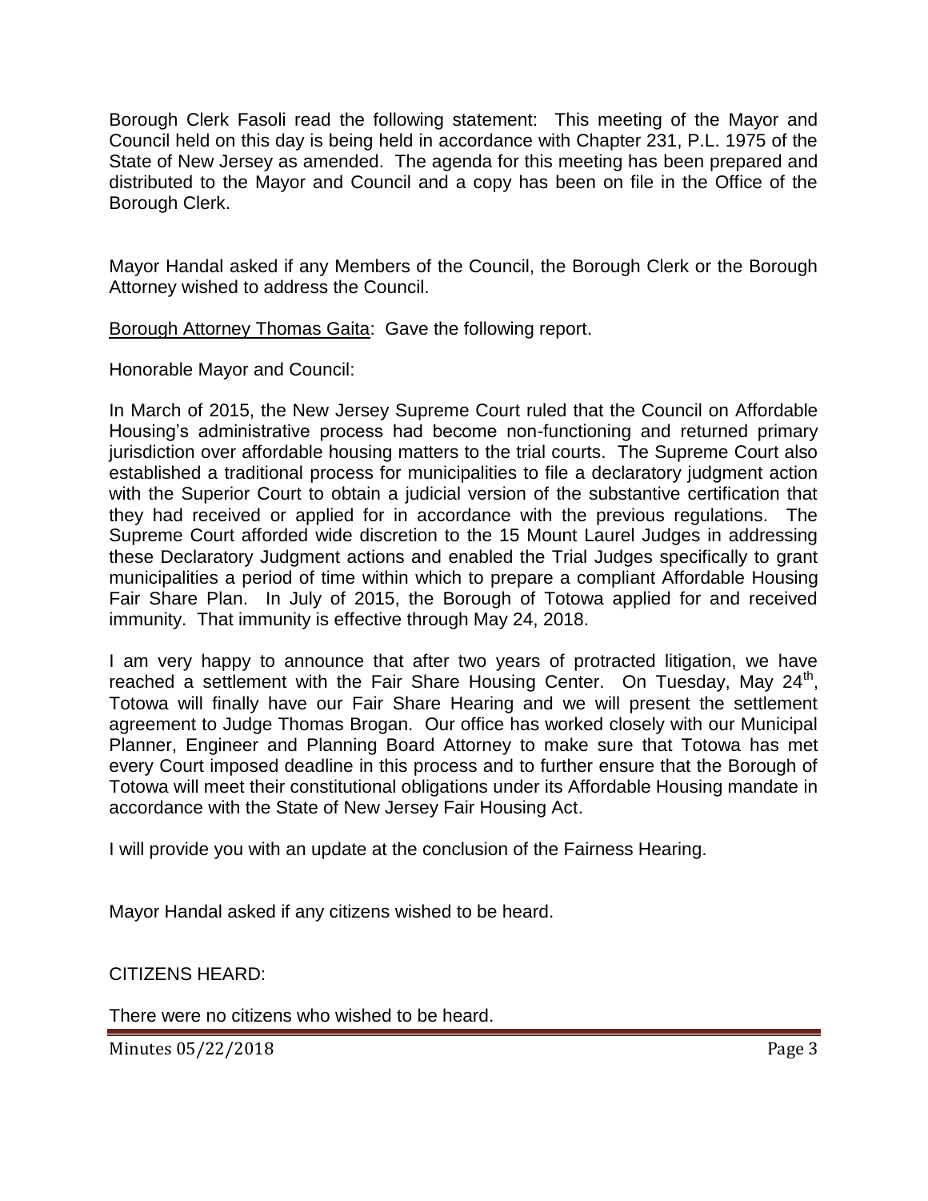Borough Clerk Fasoli read the following statement: This meeting of the Mayor and Council held on this day is being held in accordance with Chapter 231, P.L. 1975 of the State of New Jersey as amended. The agenda for this meeting has been prepared and distributed to the Mayor and Council and a copy has been on file in the Office of the Borough Clerk.

Mayor Handal asked if any Members of the Council, the Borough Clerk or the Borough Attorney wished to address the Council.

Borough Attorney Thomas Gaita: Gave the following report.

Honorable Mayor and Council:

In March of 2015, the New Jersey Supreme Court ruled that the Council on Affordable Housing's administrative process had become non-functioning and returned primary jurisdiction over affordable housing matters to the trial courts. The Supreme Court also established a traditional process for municipalities to file a declaratory judgment action with the Superior Court to obtain a judicial version of the substantive certification that they had received or applied for in accordance with the previous regulations. The Supreme Court afforded wide discretion to the 15 Mount Laurel Judges in addressing these Declaratory Judgment actions and enabled the Trial Judges specifically to grant municipalities a period of time within which to prepare a compliant Affordable Housing Fair Share Plan. In July of 2015, the Borough of Totowa applied for and received immunity. That immunity is effective through May 24, 2018.

I am very happy to announce that after two years of protracted litigation, we have reached a settlement with the Fair Share Housing Center. On Tuesday, May 24th, Totowa will finally have our Fair Share Hearing and we will present the settlement agreement to Judge Thomas Brogan. Our office has worked closely with our Municipal Planner, Engineer and Planning Board Attorney to make sure that Totowa has met every Court imposed deadline in this process and to further ensure that the Borough of Totowa will meet their constitutional obligations under its Affordable Housing mandate in accordance with the State of New Jersey Fair Housing Act.

I will provide you with an update at the conclusion of the Fairness Hearing.

Mayor Handal asked if any citizens wished to be heard.

CITIZENS HEARD:

There were no citizens who wished to be heard.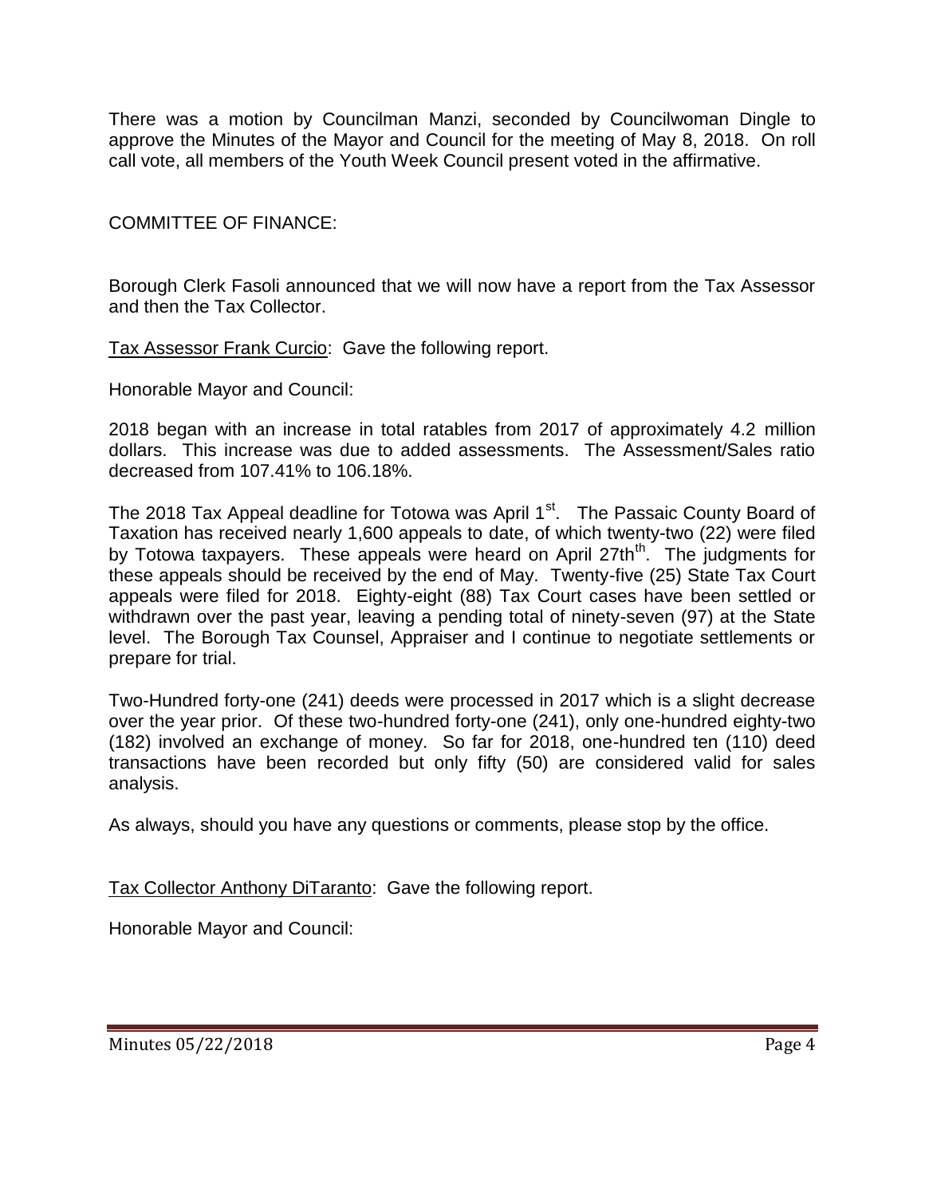There was a motion by Councilman Manzi, seconded by Councilwoman Dingle to approve the Minutes of the Mayor and Council for the meeting of May 8, 2018. On roll call vote, all members of the Youth Week Council present voted in the affirmative.

COMMITTEE OF FINANCE:

Borough Clerk Fasoli announced that we will now have a report from the Tax Assessor and then the Tax Collector.

Tax Assessor Frank Curcio: Gave the following report.

Honorable Mayor and Council:

2018 began with an increase in total ratables from 2017 of approximately 4.2 million dollars. This increase was due to added assessments. The Assessment/Sales ratio decreased from 107.41% to 106.18%.

The 2018 Tax Appeal deadline for Totowa was April 1st. The Passaic County Board of Taxation has received nearly 1,600 appeals to date, of which twenty-two (22) were filed by Totowa taxpayers. These appeals were heard on April 27thth. The judgments for these appeals should be received by the end of May. Twenty-five (25) State Tax Court appeals were filed for 2018. Eighty-eight (88) Tax Court cases have been settled or withdrawn over the past year, leaving a pending total of ninety-seven (97) at the State level. The Borough Tax Counsel, Appraiser and I continue to negotiate settlements or prepare for trial.

Two-Hundred forty-one (241) deeds were processed in 2017 which is a slight decrease over the year prior. Of these two-hundred forty-one (241), only one-hundred eighty-two (182) involved an exchange of money. So far for 2018, one-hundred ten (110) deed transactions have been recorded but only fifty (50) are considered valid for sales analysis.

As always, should you have any questions or comments, please stop by the office.

Tax Collector Anthony DiTaranto: Gave the following report.

Honorable Mayor and Council: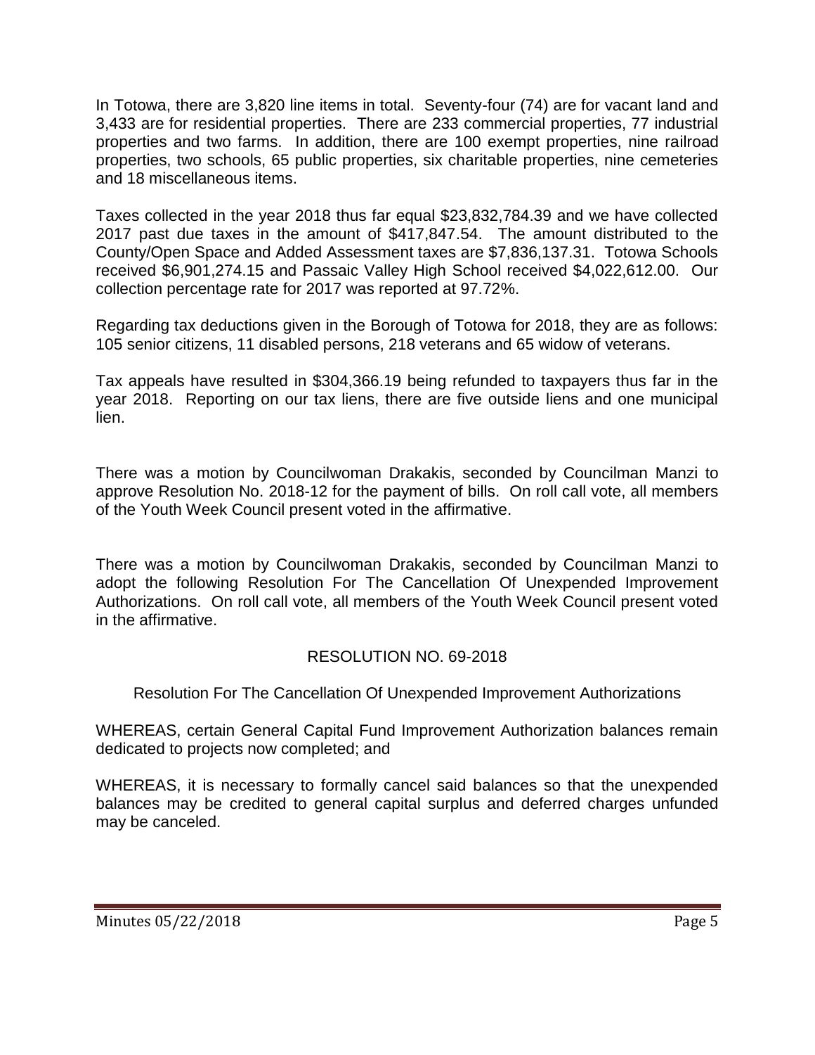In Totowa, there are 3,820 line items in total. Seventy-four (74) are for vacant land and 3,433 are for residential properties. There are 233 commercial properties, 77 industrial properties and two farms. In addition, there are 100 exempt properties, nine railroad properties, two schools, 65 public properties, six charitable properties, nine cemeteries and 18 miscellaneous items.

Taxes collected in the year 2018 thus far equal $23,832,784.39 and we have collected 2017 past due taxes in the amount of $417,847.54. The amount distributed to the County/Open Space and Added Assessment taxes are $7,836,137.31. Totowa Schools received $6,901,274.15 and Passaic Valley High School received $4,022,612.00. Our collection percentage rate for 2017 was reported at 97.72%.

Regarding tax deductions given in the Borough of Totowa for 2018, they are as follows: 105 senior citizens, 11 disabled persons, 218 veterans and 65 widow of veterans.

Tax appeals have resulted in $304,366.19 being refunded to taxpayers thus far in the year 2018. Reporting on our tax liens, there are five outside liens and one municipal lien.

There was a motion by Councilwoman Drakakis, seconded by Councilman Manzi to approve Resolution No. 2018-12 for the payment of bills. On roll call vote, all members of the Youth Week Council present voted in the affirmative.

There was a motion by Councilwoman Drakakis, seconded by Councilman Manzi to adopt the following Resolution For The Cancellation Of Unexpended Improvement Authorizations. On roll call vote, all members of the Youth Week Council present voted in the affirmative.

RESOLUTION NO. 69-2018

Resolution For The Cancellation Of Unexpended Improvement Authorizations

WHEREAS, certain General Capital Fund Improvement Authorization balances remain dedicated to projects now completed; and

WHEREAS, it is necessary to formally cancel said balances so that the unexpended balances may be credited to general capital surplus and deferred charges unfunded may be canceled.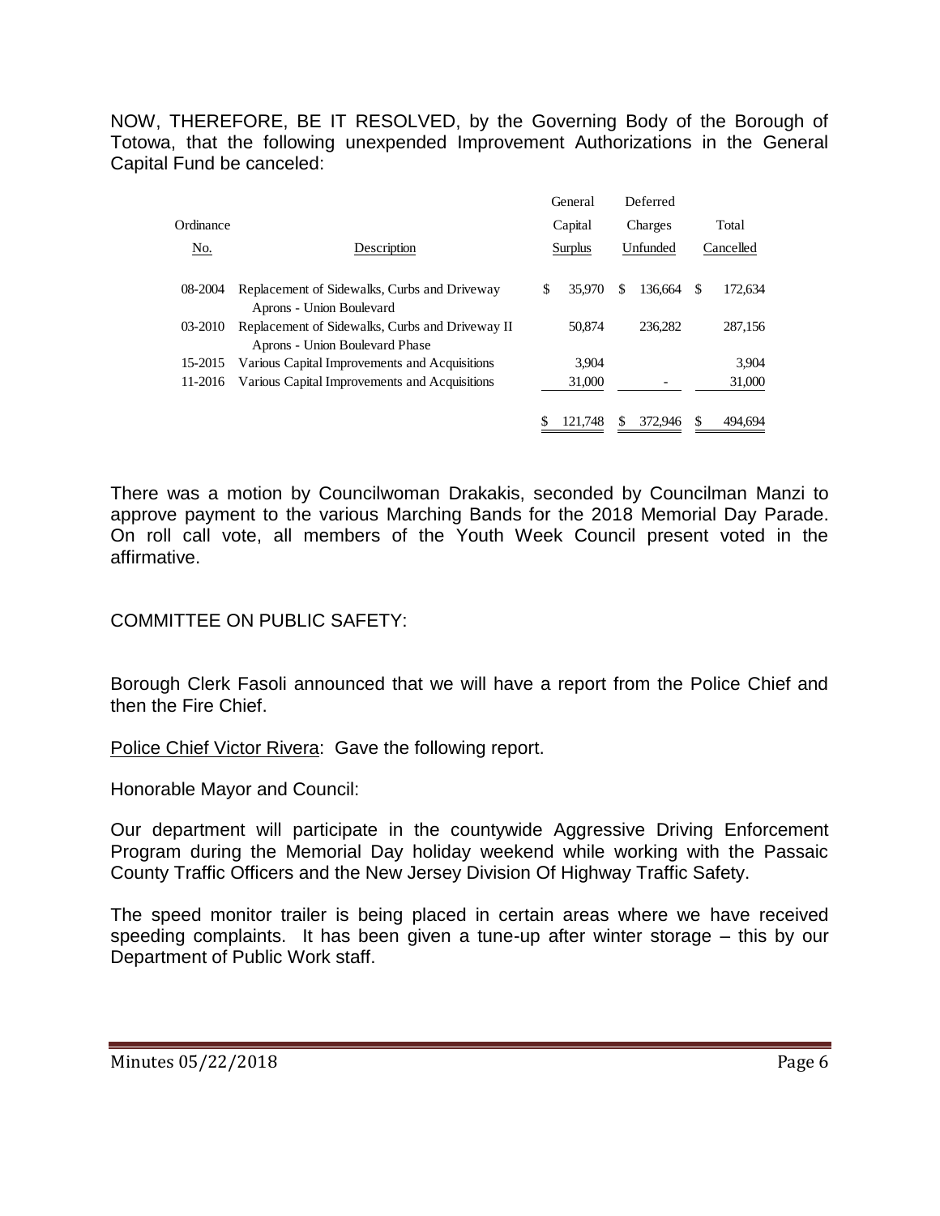NOW, THEREFORE, BE IT RESOLVED, by the Governing Body of the Borough of Totowa, that the following unexpended Improvement Authorizations in the General Capital Fund be canceled:

| Ordinance No. | Description | General Capital Surplus | Deferred Charges Unfunded | Total Cancelled |
|---|---|---|---|---|
| 08-2004 | Replacement of Sidewalks, Curbs and Driveway Aprons - Union Boulevard | $ 35,970 | $ 136,664 | $ 172,634 |
| 03-2010 | Replacement of Sidewalks, Curbs and Driveway II Aprons - Union Boulevard Phase | 50,874 | 236,282 | 287,156 |
| 15-2015 | Various Capital Improvements and Acquisitions | 3,904 | | 3,904 |
| 11-2016 | Various Capital Improvements and Acquisitions | 31,000 | - | 31,000 |
| | | $ 121,748 | $ 372,946 | $ 494,694 |

There was a motion by Councilwoman Drakakis, seconded by Councilman Manzi to approve payment to the various Marching Bands for the 2018 Memorial Day Parade. On roll call vote, all members of the Youth Week Council present voted in the affirmative.

COMMITTEE ON PUBLIC SAFETY:

Borough Clerk Fasoli announced that we will have a report from the Police Chief and then the Fire Chief.

Police Chief Victor Rivera: Gave the following report.

Honorable Mayor and Council:

Our department will participate in the countywide Aggressive Driving Enforcement Program during the Memorial Day holiday weekend while working with the Passaic County Traffic Officers and the New Jersey Division Of Highway Traffic Safety.

The speed monitor trailer is being placed in certain areas where we have received speeding complaints. It has been given a tune-up after winter storage – this by our Department of Public Work staff.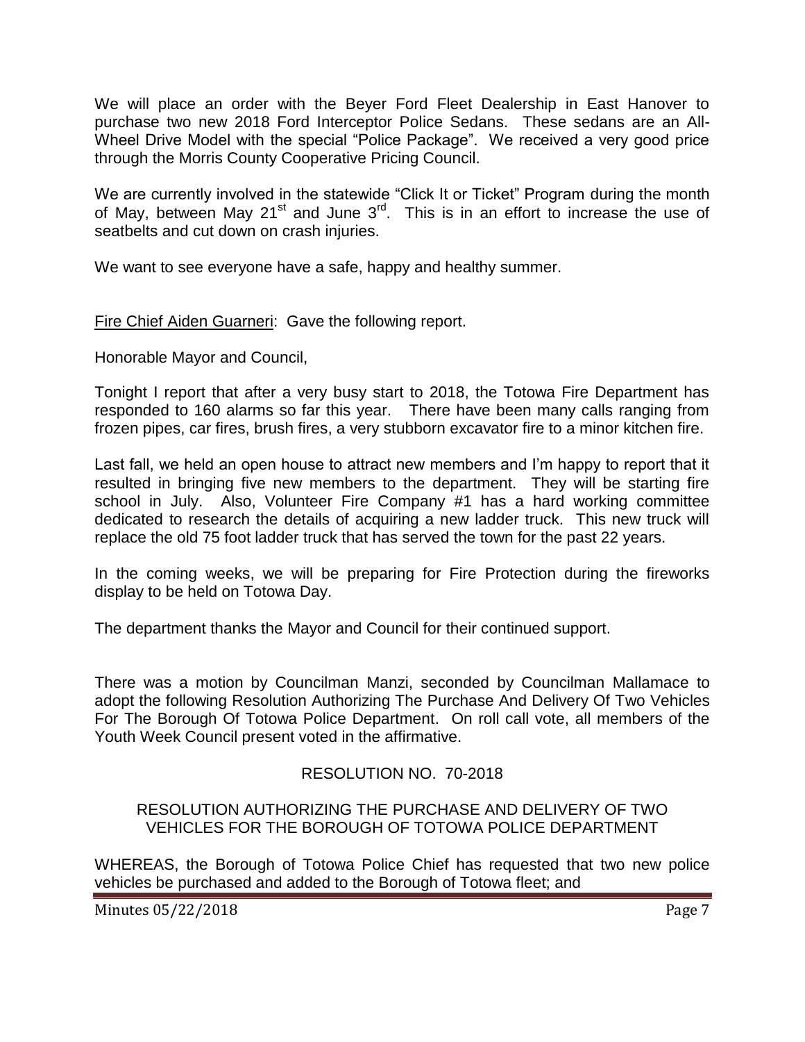We will place an order with the Beyer Ford Fleet Dealership in East Hanover to purchase two new 2018 Ford Interceptor Police Sedans. These sedans are an All-Wheel Drive Model with the special "Police Package". We received a very good price through the Morris County Cooperative Pricing Council.

We are currently involved in the statewide "Click It or Ticket" Program during the month of May, between May 21st and June 3rd. This is in an effort to increase the use of seatbelts and cut down on crash injuries.

We want to see everyone have a safe, happy and healthy summer.

Fire Chief Aiden Guarneri: Gave the following report.

Honorable Mayor and Council,

Tonight I report that after a very busy start to 2018, the Totowa Fire Department has responded to 160 alarms so far this year. There have been many calls ranging from frozen pipes, car fires, brush fires, a very stubborn excavator fire to a minor kitchen fire.

Last fall, we held an open house to attract new members and I'm happy to report that it resulted in bringing five new members to the department. They will be starting fire school in July. Also, Volunteer Fire Company #1 has a hard working committee dedicated to research the details of acquiring a new ladder truck. This new truck will replace the old 75 foot ladder truck that has served the town for the past 22 years.

In the coming weeks, we will be preparing for Fire Protection during the fireworks display to be held on Totowa Day.

The department thanks the Mayor and Council for their continued support.

There was a motion by Councilman Manzi, seconded by Councilman Mallamace to adopt the following Resolution Authorizing The Purchase And Delivery Of Two Vehicles For The Borough Of Totowa Police Department. On roll call vote, all members of the Youth Week Council present voted in the affirmative.

RESOLUTION NO. 70-2018

RESOLUTION AUTHORIZING THE PURCHASE AND DELIVERY OF TWO VEHICLES FOR THE BOROUGH OF TOTOWA POLICE DEPARTMENT

WHEREAS, the Borough of Totowa Police Chief has requested that two new police vehicles be purchased and added to the Borough of Totowa fleet; and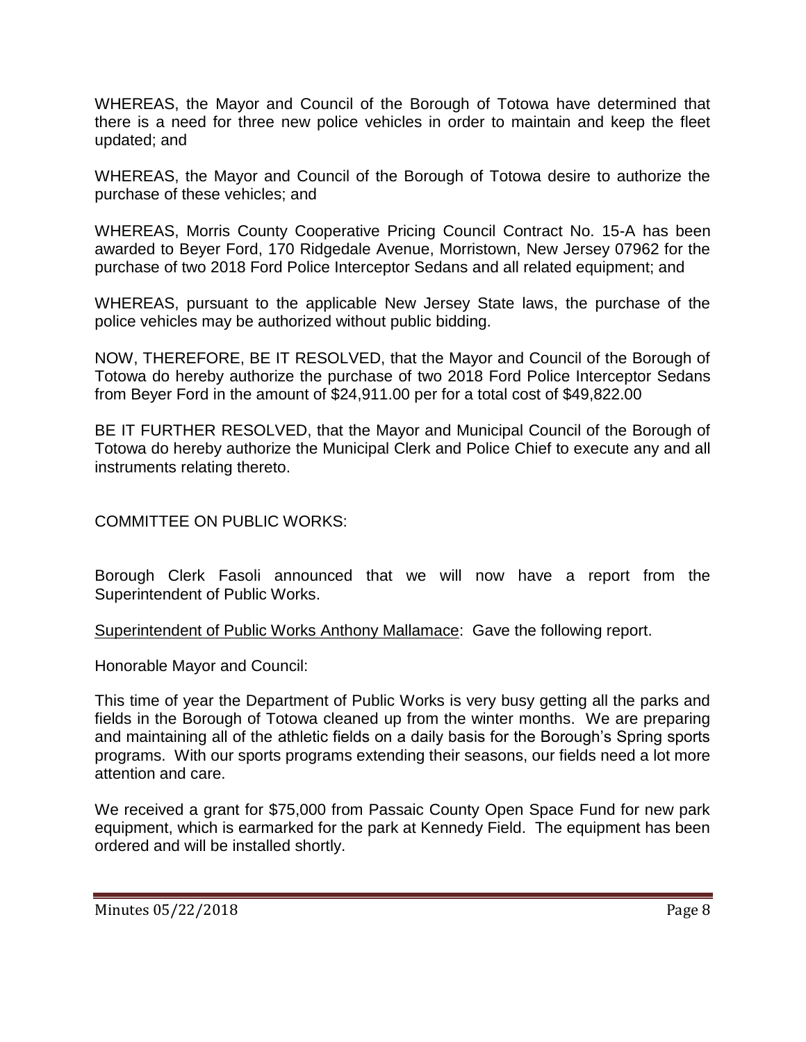WHEREAS, the Mayor and Council of the Borough of Totowa have determined that there is a need for three new police vehicles in order to maintain and keep the fleet updated; and

WHEREAS, the Mayor and Council of the Borough of Totowa desire to authorize the purchase of these vehicles; and

WHEREAS, Morris County Cooperative Pricing Council Contract No. 15-A has been awarded to Beyer Ford, 170 Ridgedale Avenue, Morristown, New Jersey 07962 for the purchase of two 2018 Ford Police Interceptor Sedans and all related equipment; and

WHEREAS, pursuant to the applicable New Jersey State laws, the purchase of the police vehicles may be authorized without public bidding.

NOW, THEREFORE, BE IT RESOLVED, that the Mayor and Council of the Borough of Totowa do hereby authorize the purchase of two 2018 Ford Police Interceptor Sedans from Beyer Ford in the amount of $24,911.00 per for a total cost of $49,822.00

BE IT FURTHER RESOLVED, that the Mayor and Municipal Council of the Borough of Totowa do hereby authorize the Municipal Clerk and Police Chief to execute any and all instruments relating thereto.

COMMITTEE ON PUBLIC WORKS:

Borough Clerk Fasoli announced that we will now have a report from the Superintendent of Public Works.

Superintendent of Public Works Anthony Mallamace: Gave the following report.

Honorable Mayor and Council:

This time of year the Department of Public Works is very busy getting all the parks and fields in the Borough of Totowa cleaned up from the winter months. We are preparing and maintaining all of the athletic fields on a daily basis for the Borough's Spring sports programs. With our sports programs extending their seasons, our fields need a lot more attention and care.

We received a grant for $75,000 from Passaic County Open Space Fund for new park equipment, which is earmarked for the park at Kennedy Field. The equipment has been ordered and will be installed shortly.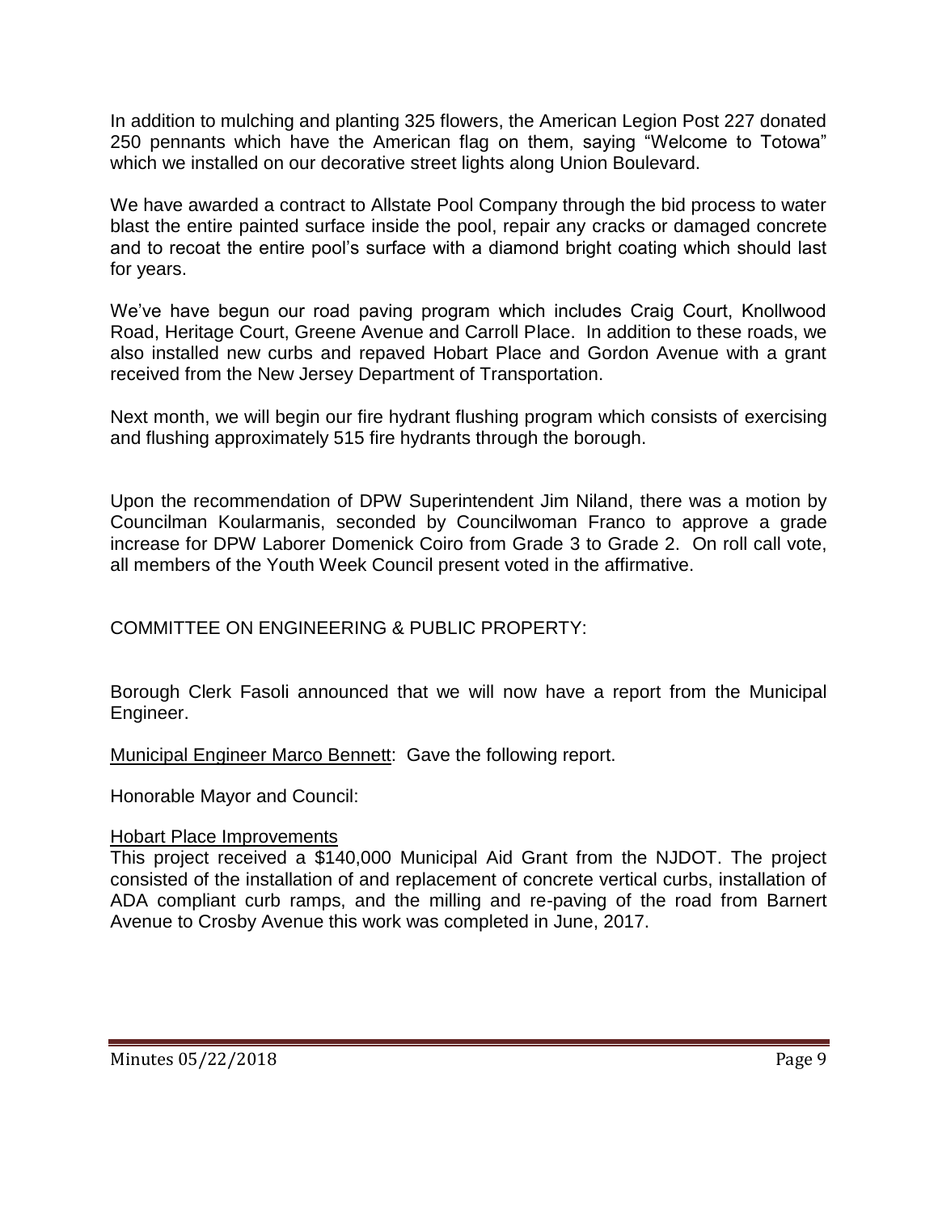In addition to mulching and planting 325 flowers, the American Legion Post 227 donated 250 pennants which have the American flag on them, saying "Welcome to Totowa" which we installed on our decorative street lights along Union Boulevard.

We have awarded a contract to Allstate Pool Company through the bid process to water blast the entire painted surface inside the pool, repair any cracks or damaged concrete and to recoat the entire pool's surface with a diamond bright coating which should last for years.

We've have begun our road paving program which includes Craig Court, Knollwood Road, Heritage Court, Greene Avenue and Carroll Place. In addition to these roads, we also installed new curbs and repaved Hobart Place and Gordon Avenue with a grant received from the New Jersey Department of Transportation.

Next month, we will begin our fire hydrant flushing program which consists of exercising and flushing approximately 515 fire hydrants through the borough.

Upon the recommendation of DPW Superintendent Jim Niland, there was a motion by Councilman Koularmanis, seconded by Councilwoman Franco to approve a grade increase for DPW Laborer Domenick Coiro from Grade 3 to Grade 2. On roll call vote, all members of the Youth Week Council present voted in the affirmative.

COMMITTEE ON ENGINEERING & PUBLIC PROPERTY:

Borough Clerk Fasoli announced that we will now have a report from the Municipal Engineer.

Municipal Engineer Marco Bennett: Gave the following report.

Honorable Mayor and Council:

Hobart Place Improvements

This project received a $140,000 Municipal Aid Grant from the NJDOT. The project consisted of the installation of and replacement of concrete vertical curbs, installation of ADA compliant curb ramps, and the milling and re-paving of the road from Barnert Avenue to Crosby Avenue this work was completed in June, 2017.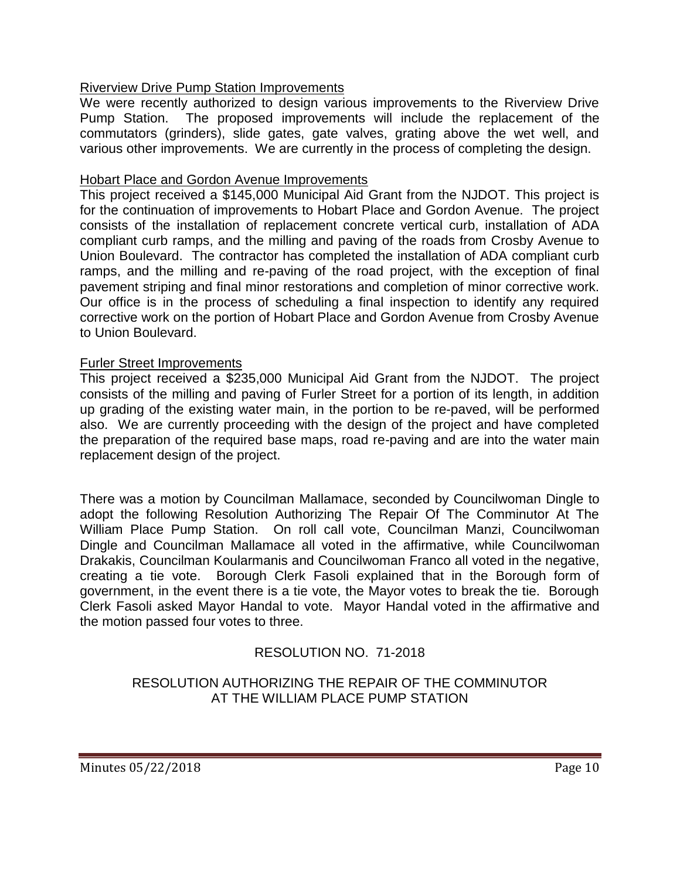<u>Riverview Drive Pump Station Improvements</u>

We were recently authorized to design various improvements to the Riverview Drive Pump Station. The proposed improvements will include the replacement of the commutators (grinders), slide gates, gate valves, grating above the wet well, and various other improvements. We are currently in the process of completing the design.

<u>Hobart Place and Gordon Avenue Improvements</u>

This project received a $145,000 Municipal Aid Grant from the NJDOT. This project is for the continuation of improvements to Hobart Place and Gordon Avenue. The project consists of the installation of replacement concrete vertical curb, installation of ADA compliant curb ramps, and the milling and paving of the roads from Crosby Avenue to Union Boulevard. The contractor has completed the installation of ADA compliant curb ramps, and the milling and re-paving of the road project, with the exception of final pavement striping and final minor restorations and completion of minor corrective work. Our office is in the process of scheduling a final inspection to identify any required corrective work on the portion of Hobart Place and Gordon Avenue from Crosby Avenue to Union Boulevard.

<u>Furler Street Improvements</u>

This project received a $235,000 Municipal Aid Grant from the NJDOT. The project consists of the milling and paving of Furler Street for a portion of its length, in addition up grading of the existing water main, in the portion to be re-paved, will be performed also. We are currently proceeding with the design of the project and have completed the preparation of the required base maps, road re-paving and are into the water main replacement design of the project.

There was a motion by Councilman Mallamace, seconded by Councilwoman Dingle to adopt the following Resolution Authorizing The Repair Of The Comminutor At The William Place Pump Station. On roll call vote, Councilman Manzi, Councilwoman Dingle and Councilman Mallamace all voted in the affirmative, while Councilwoman Drakakis, Councilman Koularmanis and Councilwoman Franco all voted in the negative, creating a tie vote. Borough Clerk Fasoli explained that in the Borough form of government, in the event there is a tie vote, the Mayor votes to break the tie. Borough Clerk Fasoli asked Mayor Handal to vote. Mayor Handal voted in the affirmative and the motion passed four votes to three.

RESOLUTION NO. 71-2018

RESOLUTION AUTHORIZING THE REPAIR OF THE COMMINUTOR AT THE WILLIAM PLACE PUMP STATION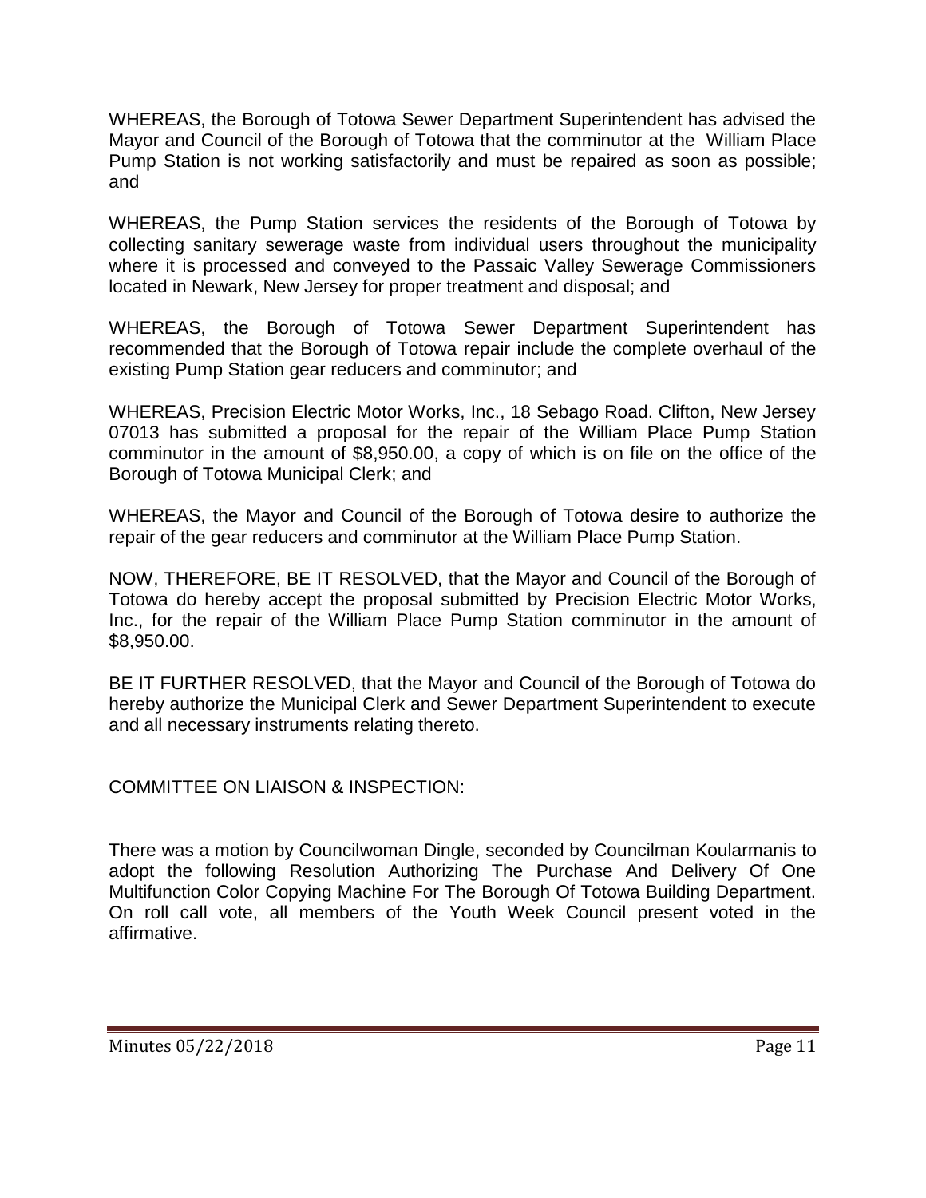WHEREAS, the Borough of Totowa Sewer Department Superintendent has advised the Mayor and Council of the Borough of Totowa that the comminutor at the William Place Pump Station is not working satisfactorily and must be repaired as soon as possible; and

WHEREAS, the Pump Station services the residents of the Borough of Totowa by collecting sanitary sewerage waste from individual users throughout the municipality where it is processed and conveyed to the Passaic Valley Sewerage Commissioners located in Newark, New Jersey for proper treatment and disposal; and

WHEREAS, the Borough of Totowa Sewer Department Superintendent has recommended that the Borough of Totowa repair include the complete overhaul of the existing Pump Station gear reducers and comminutor; and

WHEREAS, Precision Electric Motor Works, Inc., 18 Sebago Road. Clifton, New Jersey 07013 has submitted a proposal for the repair of the William Place Pump Station comminutor in the amount of $8,950.00, a copy of which is on file on the office of the Borough of Totowa Municipal Clerk; and

WHEREAS, the Mayor and Council of the Borough of Totowa desire to authorize the repair of the gear reducers and comminutor at the William Place Pump Station.

NOW, THEREFORE, BE IT RESOLVED, that the Mayor and Council of the Borough of Totowa do hereby accept the proposal submitted by Precision Electric Motor Works, Inc., for the repair of the William Place Pump Station comminutor in the amount of $8,950.00.

BE IT FURTHER RESOLVED, that the Mayor and Council of the Borough of Totowa do hereby authorize the Municipal Clerk and Sewer Department Superintendent to execute and all necessary instruments relating thereto.

COMMITTEE ON LIAISON & INSPECTION:

There was a motion by Councilwoman Dingle, seconded by Councilman Koularmanis to adopt the following Resolution Authorizing The Purchase And Delivery Of One Multifunction Color Copying Machine For The Borough Of Totowa Building Department. On roll call vote, all members of the Youth Week Council present voted in the affirmative.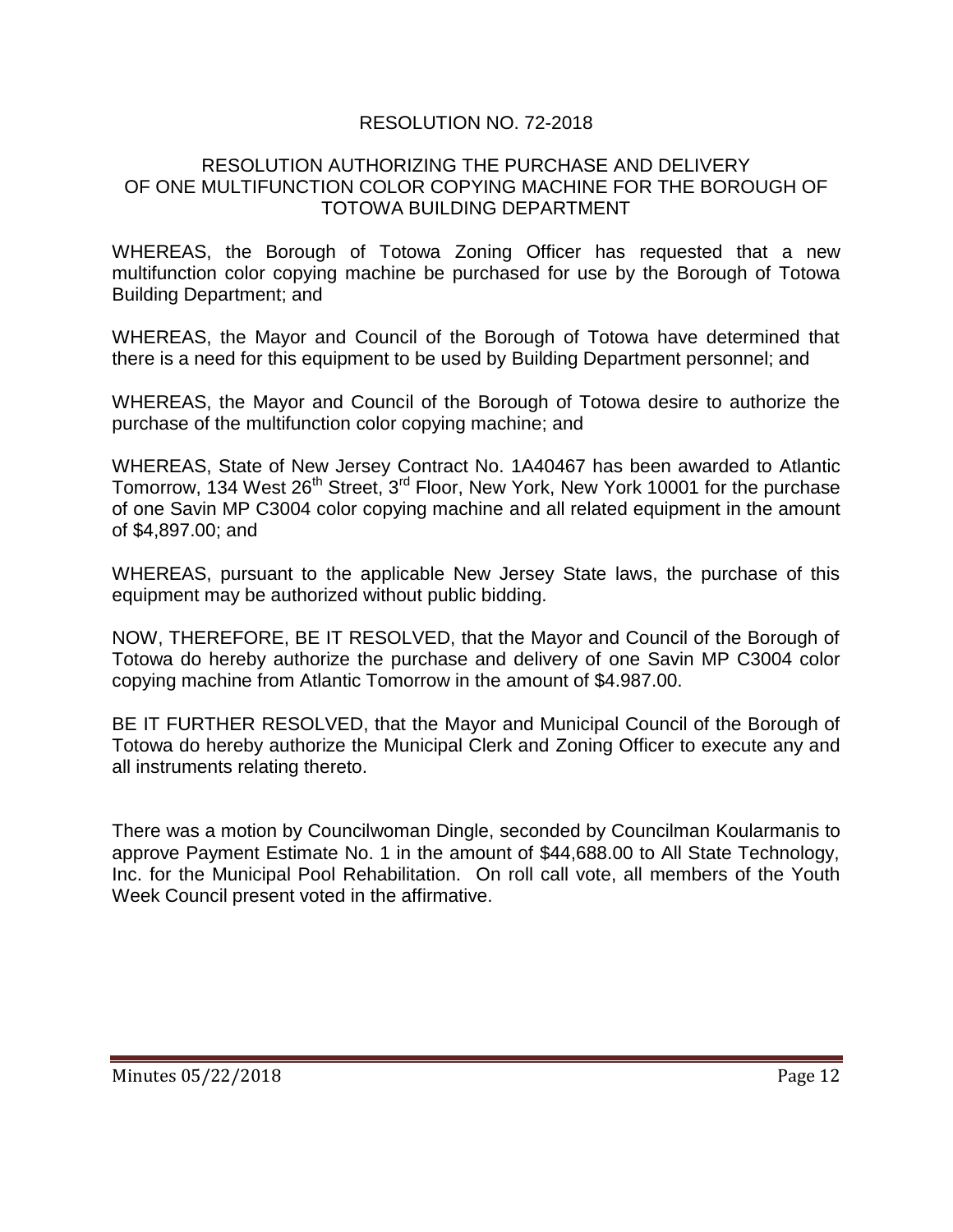RESOLUTION NO. 72-2018

RESOLUTION AUTHORIZING THE PURCHASE AND DELIVERY OF ONE MULTIFUNCTION COLOR COPYING MACHINE FOR THE BOROUGH OF TOTOWA BUILDING DEPARTMENT

WHEREAS, the Borough of Totowa Zoning Officer has requested that a new multifunction color copying machine be purchased for use by the Borough of Totowa Building Department; and

WHEREAS, the Mayor and Council of the Borough of Totowa have determined that there is a need for this equipment to be used by Building Department personnel; and

WHEREAS, the Mayor and Council of the Borough of Totowa desire to authorize the purchase of the multifunction color copying machine; and

WHEREAS, State of New Jersey Contract No. 1A40467 has been awarded to Atlantic Tomorrow, 134 West 26th Street, 3rd Floor, New York, New York 10001 for the purchase of one Savin MP C3004 color copying machine and all related equipment in the amount of $4,897.00; and

WHEREAS, pursuant to the applicable New Jersey State laws, the purchase of this equipment may be authorized without public bidding.

NOW, THEREFORE, BE IT RESOLVED, that the Mayor and Council of the Borough of Totowa do hereby authorize the purchase and delivery of one Savin MP C3004 color copying machine from Atlantic Tomorrow in the amount of $4.987.00.

BE IT FURTHER RESOLVED, that the Mayor and Municipal Council of the Borough of Totowa do hereby authorize the Municipal Clerk and Zoning Officer to execute any and all instruments relating thereto.

There was a motion by Councilwoman Dingle, seconded by Councilman Koularmanis to approve Payment Estimate No. 1 in the amount of $44,688.00 to All State Technology, Inc. for the Municipal Pool Rehabilitation. On roll call vote, all members of the Youth Week Council present voted in the affirmative.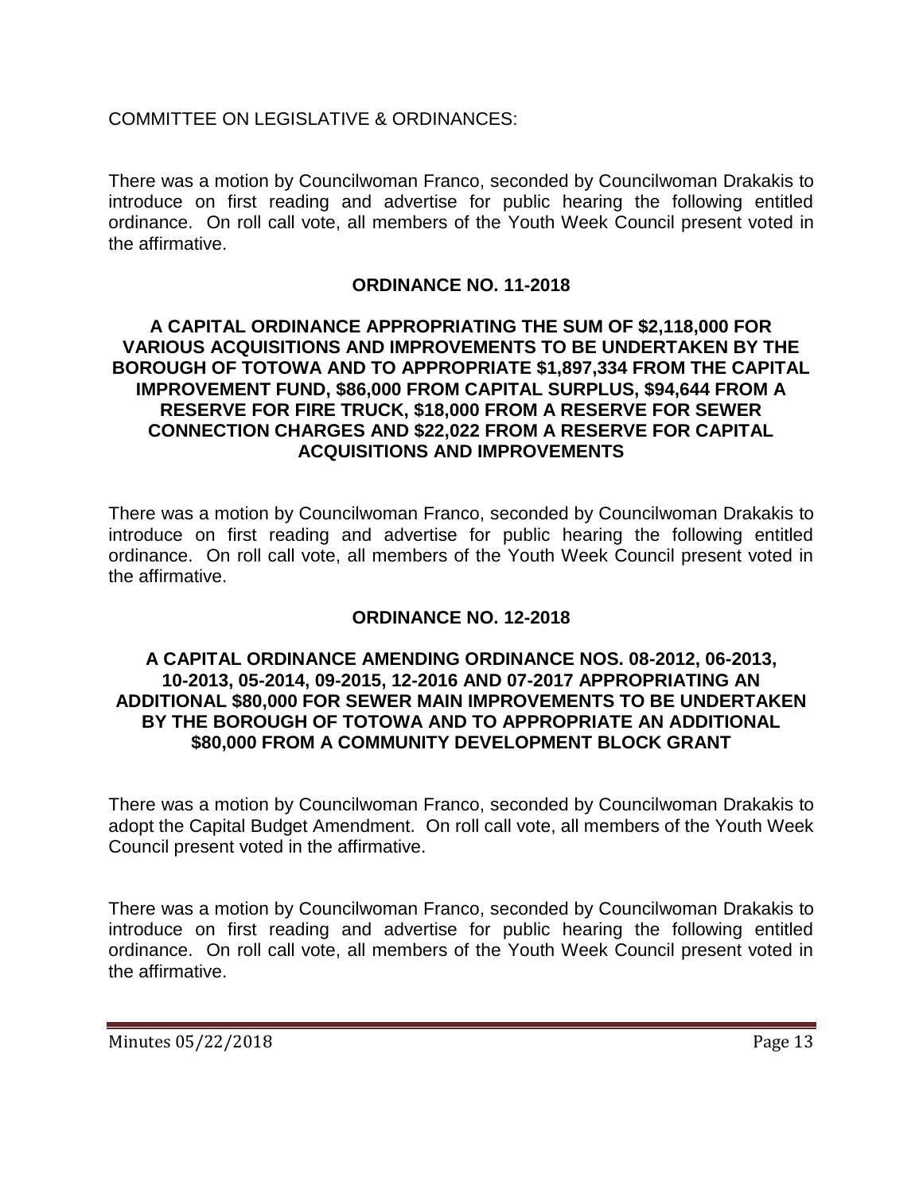COMMITTEE ON LEGISLATIVE & ORDINANCES:

There was a motion by Councilwoman Franco, seconded by Councilwoman Drakakis to introduce on first reading and advertise for public hearing the following entitled ordinance. On roll call vote, all members of the Youth Week Council present voted in the affirmative.

**ORDINANCE NO. 11-2018**

**A CAPITAL ORDINANCE APPROPRIATING THE SUM OF $2,118,000 FOR VARIOUS ACQUISITIONS AND IMPROVEMENTS TO BE UNDERTAKEN BY THE BOROUGH OF TOTOWA AND TO APPROPRIATE $1,897,334 FROM THE CAPITAL IMPROVEMENT FUND, $86,000 FROM CAPITAL SURPLUS, $94,644 FROM A RESERVE FOR FIRE TRUCK, $18,000 FROM A RESERVE FOR SEWER CONNECTION CHARGES AND $22,022 FROM A RESERVE FOR CAPITAL ACQUISITIONS AND IMPROVEMENTS**

There was a motion by Councilwoman Franco, seconded by Councilwoman Drakakis to introduce on first reading and advertise for public hearing the following entitled ordinance. On roll call vote, all members of the Youth Week Council present voted in the affirmative.

**ORDINANCE NO. 12-2018**

**A CAPITAL ORDINANCE AMENDING ORDINANCE NOS. 08-2012, 06-2013, 10-2013, 05-2014, 09-2015, 12-2016 AND 07-2017 APPROPRIATING AN ADDITIONAL $80,000 FOR SEWER MAIN IMPROVEMENTS TO BE UNDERTAKEN BY THE BOROUGH OF TOTOWA AND TO APPROPRIATE AN ADDITIONAL $80,000 FROM A COMMUNITY DEVELOPMENT BLOCK GRANT**

There was a motion by Councilwoman Franco, seconded by Councilwoman Drakakis to adopt the Capital Budget Amendment. On roll call vote, all members of the Youth Week Council present voted in the affirmative.

There was a motion by Councilwoman Franco, seconded by Councilwoman Drakakis to introduce on first reading and advertise for public hearing the following entitled ordinance. On roll call vote, all members of the Youth Week Council present voted in the affirmative.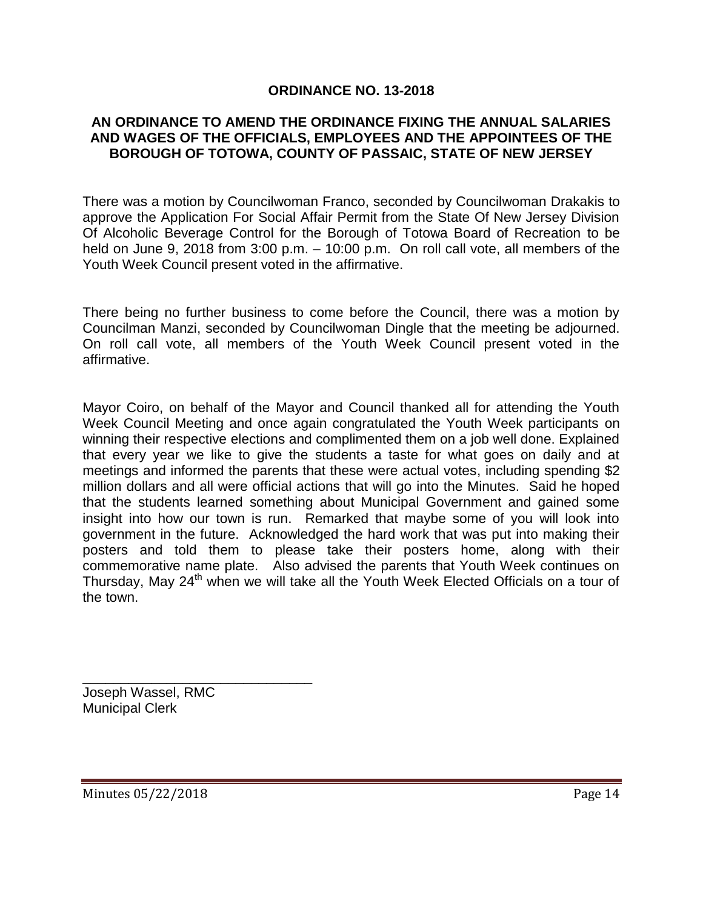**ORDINANCE NO. 13-2018**

**AN ORDINANCE TO AMEND THE ORDINANCE FIXING THE ANNUAL SALARIES AND WAGES OF THE OFFICIALS, EMPLOYEES AND THE APPOINTEES OF THE BOROUGH OF TOTOWA, COUNTY OF PASSAIC, STATE OF NEW JERSEY**

There was a motion by Councilwoman Franco, seconded by Councilwoman Drakakis to approve the Application For Social Affair Permit from the State Of New Jersey Division Of Alcoholic Beverage Control for the Borough of Totowa Board of Recreation to be held on June 9, 2018 from 3:00 p.m. – 10:00 p.m. On roll call vote, all members of the Youth Week Council present voted in the affirmative.

There being no further business to come before the Council, there was a motion by Councilman Manzi, seconded by Councilwoman Dingle that the meeting be adjourned. On roll call vote, all members of the Youth Week Council present voted in the affirmative.

Mayor Coiro, on behalf of the Mayor and Council thanked all for attending the Youth Week Council Meeting and once again congratulated the Youth Week participants on winning their respective elections and complimented them on a job well done. Explained that every year we like to give the students a taste for what goes on daily and at meetings and informed the parents that these were actual votes, including spending $2 million dollars and all were official actions that will go into the Minutes. Said he hoped that the students learned something about Municipal Government and gained some insight into how our town is run. Remarked that maybe some of you will look into government in the future. Acknowledged the hard work that was put into making their posters and told them to please take their posters home, along with their commemorative name plate. Also advised the parents that Youth Week continues on Thursday, May 24th when we will take all the Youth Week Elected Officials on a tour of the town.

\_\_\_\_\_\_\_\_\_\_\_\_\_\_\_\_\_\_\_\_\_\_\_\_\_\_\_\_\_\_\_

Joseph Wassel, RMC
Municipal Clerk